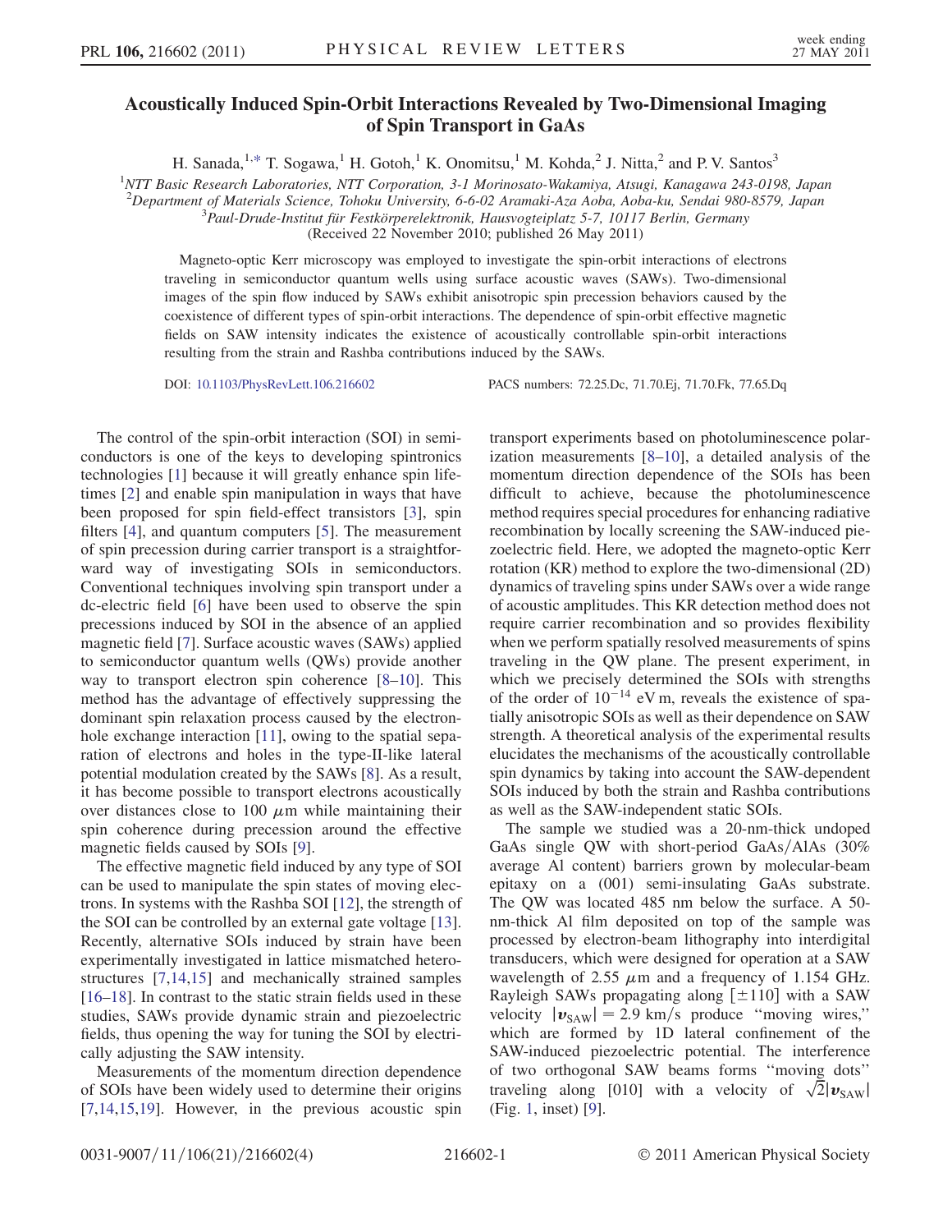# Acoustically Induced Spin-Orbit Interactions Revealed by Two-Dimensional Imaging of Spin Transport in GaAs

H. Sanada,[1,*] T. Sogawa,[1] H. Gotoh,[1] K. Onomitsu,[1] M. Kohda,[2] J. Nitta,[2] and P. V. Santos[3]

[1]NTT Basic Research Laboratories, NTT Corporation, 3-1 Morinosato-Wakamiya, Atsugi, Kanagawa 243-0198, Japan
[2]Department of Materials Science, Tohoku University, 6-6-02 Aramaki-Aza Aoba, Aoba-ku, Sendai 980-8579, Japan
[3]Paul-Drude-Institut für Festkörperelektronik, Hausvogteiplatz 5-7, 10117 Berlin, Germany

(Received 22 November 2010; published 26 May 2011)

Magneto-optic Kerr microscopy was employed to investigate the spin-orbit interactions of electrons traveling in semiconductor quantum wells using surface acoustic waves (SAWs). Two-dimensional images of the spin flow induced by SAWs exhibit anisotropic spin precession behaviors caused by the coexistence of different types of spin-orbit interactions. The dependence of spin-orbit effective magnetic fields on SAW intensity indicates the existence of acoustically controllable spin-orbit interactions resulting from the strain and Rashba contributions induced by the SAWs.

DOI: 10.1103/PhysRevLett.106.216602 PACS numbers: 72.25.Dc, 71.70.Ej, 71.70.Fk, 77.65.Dq

The control of the spin-orbit interaction (SOI) in semiconductors is one of the keys to developing spintronics technologies [1] because it will greatly enhance spin lifetimes [2] and enable spin manipulation in ways that have been proposed for spin field-effect transistors [3], spin filters [4], and quantum computers [5]. The measurement of spin precession during carrier transport is a straightforward way of investigating SOIs in semiconductors. Conventional techniques involving spin transport under a dc-electric field [6] have been used to observe the spin precessions induced by SOI in the absence of an applied magnetic field [7]. Surface acoustic waves (SAWs) applied to semiconductor quantum wells (QWs) provide another way to transport electron spin coherence [8–10]. This method has the advantage of effectively suppressing the dominant spin relaxation process caused by the electron-hole exchange interaction [11], owing to the spatial separation of electrons and holes in the type-II-like lateral potential modulation created by the SAWs [8]. As a result, it has become possible to transport electrons acoustically over distances close to 100 $\mu$m while maintaining their spin coherence during precession around the effective magnetic fields caused by SOIs [9].

The effective magnetic field induced by any type of SOI can be used to manipulate the spin states of moving electrons. In systems with the Rashba SOI [12], the strength of the SOI can be controlled by an external gate voltage [13]. Recently, alternative SOIs induced by strain have been experimentally investigated in lattice mismatched heterostructures [7,14,15] and mechanically strained samples [16–18]. In contrast to the static strain fields used in these studies, SAWs provide dynamic strain and piezoelectric fields, thus opening the way for tuning the SOI by electrically adjusting the SAW intensity.

Measurements of the momentum direction dependence of SOIs have been widely used to determine their origins [7,14,15,19]. However, in the previous acoustic spin transport experiments based on photoluminescence polarization measurements [8–10], a detailed analysis of the momentum direction dependence of the SOIs has been difficult to achieve, because the photoluminescence method requires special procedures for enhancing radiative recombination by locally screening the SAW-induced piezoelectric field. Here, we adopted the magneto-optic Kerr rotation (KR) method to explore the two-dimensional (2D) dynamics of traveling spins under SAWs over a wide range of acoustic amplitudes. This KR detection method does not require carrier recombination and so provides flexibility when we perform spatially resolved measurements of spins traveling in the QW plane. The present experiment, in which we precisely determined the SOIs with strengths of the order of $10^{-14}$ eV m, reveals the existence of spatially anisotropic SOIs as well as their dependence on SAW strength. A theoretical analysis of the experimental results elucidates the mechanisms of the acoustically controllable spin dynamics by taking into account the SAW-dependent SOIs induced by both the strain and Rashba contributions as well as the SAW-independent static SOIs.

The sample we studied was a 20-nm-thick undoped GaAs single QW with short-period GaAs/AlAs (30% average Al content) barriers grown by molecular-beam epitaxy on a (001) semi-insulating GaAs substrate. The QW was located 485 nm below the surface. A 50-nm-thick Al film deposited on top of the sample was processed by electron-beam lithography into interdigital transducers, which were designed for operation at a SAW wavelength of 2.55 $\mu$m and a frequency of 1.154 GHz. Rayleigh SAWs propagating along [$\pm$110] with a SAW velocity $|v_{\mathrm{SAW}}| = 2.9$ km/s produce "moving wires," which are formed by 1D lateral confinement of the SAW-induced piezoelectric potential. The interference of two orthogonal SAW beams forms "moving dots" traveling along [010] with a velocity of $\sqrt{2}|v_{\mathrm{SAW}}|$ (Fig. 1, inset) [9].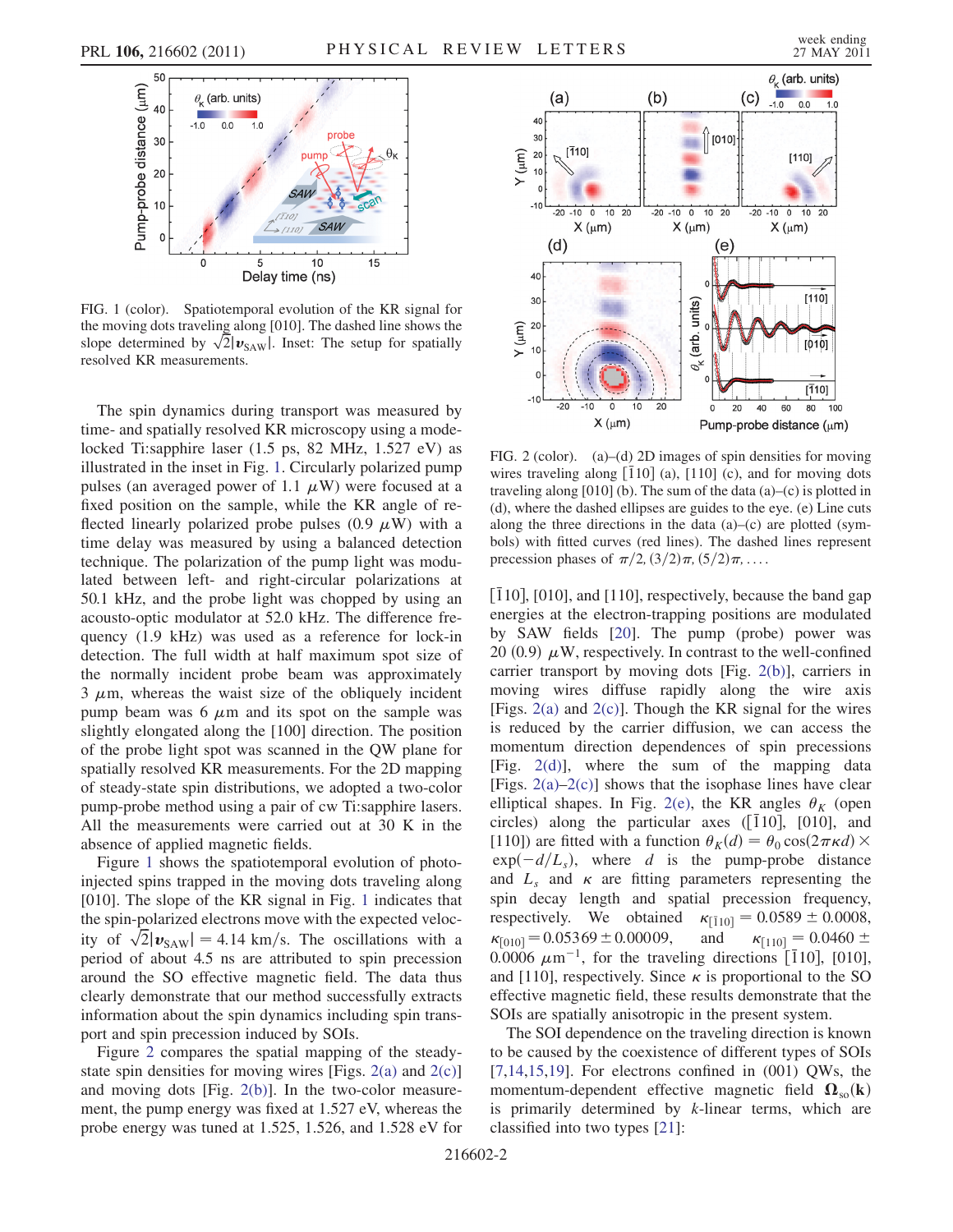FIG. 1 (color). Spatiotemporal evolution of the KR signal for the moving dots traveling along [010]. The dashed line shows the slope determined by $\sqrt{2}|v_{\mathrm{SAW}}|$. Inset: The setup for spatially resolved KR measurements.

The spin dynamics during transport was measured by time- and spatially resolved KR microscopy using a mode-locked Ti:sapphire laser (1.5 ps, 82 MHz, 1.527 eV) as illustrated in the inset in Fig. 1. Circularly polarized pump pulses (an averaged power of 1.1 $\mu$W) were focused at a fixed position on the sample, while the KR angle of reflected linearly polarized probe pulses (0.9 $\mu$W) with a time delay was measured by using a balanced detection technique. The polarization of the pump light was modulated between left- and right-circular polarizations at 50.1 kHz, and the probe light was chopped by using an acousto-optic modulator at 52.0 kHz. The difference frequency (1.9 kHz) was used as a reference for lock-in detection. The full width at half maximum spot size of the normally incident probe beam was approximately 3 $\mu$m, whereas the waist size of the obliquely incident pump beam was 6 $\mu$m and its spot on the sample was slightly elongated along the [100] direction. The position of the probe light spot was scanned in the QW plane for spatially resolved KR measurements. For the 2D mapping of steady-state spin distributions, we adopted a two-color pump-probe method using a pair of cw Ti:sapphire lasers. All the measurements were carried out at 30 K in the absence of applied magnetic fields.

Figure 1 shows the spatiotemporal evolution of photo-injected spins trapped in the moving dots traveling along [010]. The slope of the KR signal in Fig. 1 indicates that the spin-polarized electrons move with the expected velocity of $\sqrt{2}|v_{\mathrm{SAW}}| = 4.14$ km/s. The oscillations with a period of about 4.5 ns are attributed to spin precession around the SO effective magnetic field. The data thus clearly demonstrate that our method successfully extracts information about the spin dynamics including spin transport and spin precession induced by SOIs.

Figure 2 compares the spatial mapping of the steady-state spin densities for moving wires [Figs. 2(a) and 2(c)] and moving dots [Fig. 2(b)]. In the two-color measurement, the pump energy was fixed at 1.527 eV, whereas the probe energy was tuned at 1.525, 1.526, and 1.528 eV for $[\bar{1}10]$, [010], and [110], respectively, because the band gap energies at the electron-trapping positions are modulated by SAW fields [20]. The pump (probe) power was 20 (0.9) $\mu$W, respectively. In contrast to the well-confined carrier transport by moving dots [Fig. 2(b)], carriers in moving wires diffuse rapidly along the wire axis [Figs. 2(a) and 2(c)]. Though the KR signal for the wires is reduced by the carrier diffusion, we can access the momentum direction dependences of spin precessions [Fig. 2(d)], where the sum of the mapping data [Figs. 2(a)–2(c)] shows that the isophase lines have clear elliptical shapes. In Fig. 2(e), the KR angles $\theta_K$ (open circles) along the particular axes ($[\bar{1}10]$, [010], and [110]) are fitted with a function $\theta_K(d) = \theta_0 \cos(2\pi\kappa d) \times \exp(-d/L_s)$, where $d$ is the pump-probe distance and $L_s$ and $\kappa$ are fitting parameters representing the spin decay length and spatial precession frequency, respectively. We obtained $\kappa_{[\bar{1}10]} = 0.0589 \pm 0.0008$, $\kappa_{[010]} = 0.05369 \pm 0.00009$, and $\kappa_{[110]} = 0.0460 \pm 0.0006\ \mu\mathrm{m}^{-1}$, for the traveling directions $[\bar{1}10]$, [010], and [110], respectively. Since $\kappa$ is proportional to the SO effective magnetic field, these results demonstrate that the SOIs are spatially anisotropic in the present system.

FIG. 2 (color). (a)–(d) 2D images of spin densities for moving wires traveling along $[\bar{1}10]$ (a), [110] (c), and for moving dots traveling along [010] (b). The sum of the data (a)–(c) is plotted in (d), where the dashed ellipses are guides to the eye. (e) Line cuts along the three directions in the data (a)–(c) are plotted (symbols) with fitted curves (red lines). The dashed lines represent precession phases of $\pi/2, (3/2)\pi, (5/2)\pi, \ldots$.

The SOI dependence on the traveling direction is known to be caused by the coexistence of different types of SOIs [7,14,15,19]. For electrons confined in (001) QWs, the momentum-dependent effective magnetic field $\mathbf{\Omega}_{\mathrm{so}}(\mathbf{k})$ is primarily determined by $k$-linear terms, which are classified into two types [21]: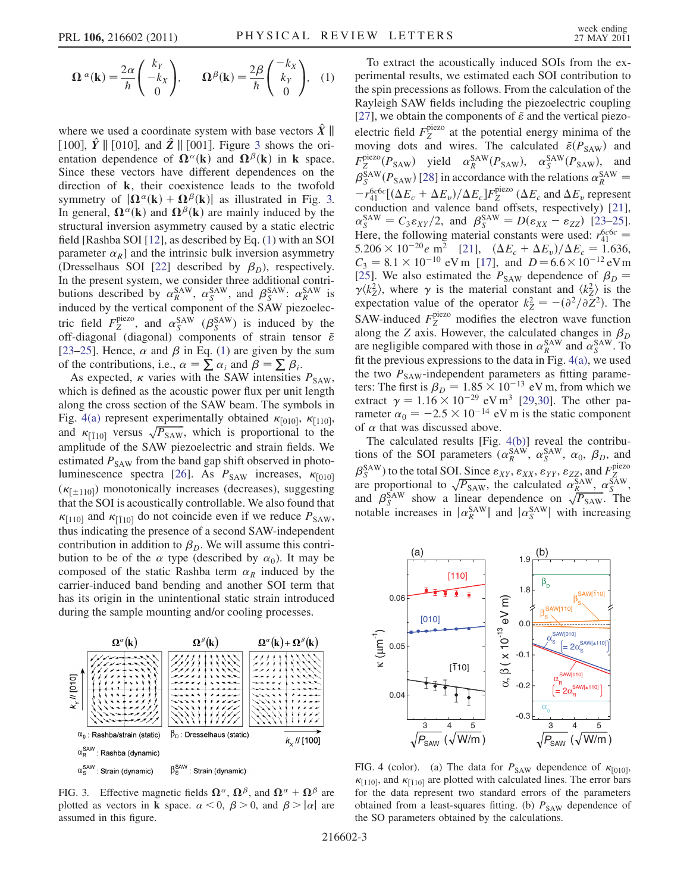$$\mathbf{\Omega}^{\alpha}(\mathbf{k}) = \frac{2\alpha}{\hbar}\begin{pmatrix} k_Y \\ -k_X \\ 0 \end{pmatrix}, \qquad \mathbf{\Omega}^{\beta}(\mathbf{k}) = \frac{2\beta}{\hbar}\begin{pmatrix} -k_X \\ k_Y \\ 0 \end{pmatrix}, \quad (1)$$

where we used a coordinate system with base vectors $\hat{X} \parallel [100]$, $\hat{Y} \parallel [010]$, and $\hat{Z} \parallel [001]$. Figure 3 shows the orientation dependence of $\mathbf{\Omega}^{\alpha}(\mathbf{k})$ and $\mathbf{\Omega}^{\beta}(\mathbf{k})$ in $\mathbf{k}$ space. Since these vectors have different dependences on the direction of $\mathbf{k}$, their coexistence leads to the twofold symmetry of $|\mathbf{\Omega}^{\alpha}(\mathbf{k}) + \mathbf{\Omega}^{\beta}(\mathbf{k})|$ as illustrated in Fig. 3. In general, $\mathbf{\Omega}^{\alpha}(\mathbf{k})$ and $\mathbf{\Omega}^{\beta}(\mathbf{k})$ are mainly induced by the structural inversion asymmetry caused by a static electric field [Rashba SOI [12], as described by Eq. (1) with an SOI parameter $\alpha_R$] and the intrinsic bulk inversion asymmetry (Dresselhaus SOI [22] described by $\beta_D$), respectively. In the present system, we consider three additional contributions described by $\alpha_R^{\mathrm{SAW}}$, $\alpha_S^{\mathrm{SAW}}$, and $\beta_S^{\mathrm{SAW}}$: $\alpha_R^{\mathrm{SAW}}$ is induced by the vertical component of the SAW piezoelectric field $F_Z^{\mathrm{piezo}}$, and $\alpha_S^{\mathrm{SAW}}$ ($\beta_S^{\mathrm{SAW}}$) is induced by the off-diagonal (diagonal) components of strain tensor $\tilde{\varepsilon}$ [23–25]. Hence, $\alpha$ and $\beta$ in Eq. (1) are given by the sum of the contributions, i.e., $\alpha = \sum \alpha_i$ and $\beta = \sum \beta_i$.

As expected, $\kappa$ varies with the SAW intensities $P_{\mathrm{SAW}}$, which is defined as the acoustic power flux per unit length along the cross section of the SAW beam. The symbols in Fig. 4(a) represent experimentally obtained $\kappa_{[010]}$, $\kappa_{[110]}$, and $\kappa_{[\bar{1}10]}$ versus $\sqrt{P_{\mathrm{SAW}}}$, which is proportional to the amplitude of the SAW piezoelectric and strain fields. We estimated $P_{\mathrm{SAW}}$ from the band gap shift observed in photoluminescence spectra [26]. As $P_{\mathrm{SAW}}$ increases, $\kappa_{[010]}$ ($\kappa_{[\pm 110]}$) monotonically increases (decreases), suggesting that the SOI is acoustically controllable. We also found that $\kappa_{[110]}$ and $\kappa_{[\bar{1}10]}$ do not coincide even if we reduce $P_{\mathrm{SAW}}$, thus indicating the presence of a second SAW-independent contribution in addition to $\beta_D$. We will assume this contribution to be of the $\alpha$ type (described by $\alpha_0$). It may be composed of the static Rashba term $\alpha_R$ induced by the carrier-induced band bending and another SOI term that has its origin in the unintentional static strain introduced during the sample mounting and/or cooling processes.

FIG. 3. Effective magnetic fields $\mathbf{\Omega}^{\alpha}$, $\mathbf{\Omega}^{\beta}$, and $\mathbf{\Omega}^{\alpha} + \mathbf{\Omega}^{\beta}$ are plotted as vectors in $\mathbf{k}$ space. $\alpha < 0$, $\beta > 0$, and $\beta > |\alpha|$ are assumed in this figure.

To extract the acoustically induced SOIs from the experimental results, we estimated each SOI contribution to the spin precessions as follows. From the calculation of the Rayleigh SAW fields including the piezoelectric coupling [27], we obtain the components of $\tilde{\varepsilon}$ and the vertical piezoelectric field $F_Z^{\mathrm{piezo}}$ at the potential energy minima of the moving dots and wires. The calculated $\tilde{\varepsilon}(P_{\mathrm{SAW}})$ and $F_Z^{\mathrm{piezo}}(P_{\mathrm{SAW}})$ yield $\alpha_R^{\mathrm{SAW}}(P_{\mathrm{SAW}})$, $\alpha_S^{\mathrm{SAW}}(P_{\mathrm{SAW}})$, and $\beta_S^{\mathrm{SAW}}(P_{\mathrm{SAW}})$ [28] in accordance with the relations $\alpha_R^{\mathrm{SAW}} = -r_{41}^{6c6c}[(\Delta E_c + \Delta E_v)/\Delta E_c]F_Z^{\mathrm{piezo}}$ ($\Delta E_c$ and $\Delta E_v$ represent conduction and valence band offsets, respectively) [21], $\alpha_S^{\mathrm{SAW}} = C_3 \varepsilon_{XY}/2$, and $\beta_S^{\mathrm{SAW}} = D(\varepsilon_{XX} - \varepsilon_{ZZ})$ [23–25]. Here, the following material constants were used: $r_{41}^{6c6c} = 5.206 \times 10^{-20} e\ \mathrm{m}^2$ [21], $(\Delta E_c + \Delta E_v)/\Delta E_c = 1.636$, $C_3 = 8.1 \times 10^{-10}$ eV m [17], and $D = 6.6 \times 10^{-12}$ eV m [25]. We also estimated the $P_{\mathrm{SAW}}$ dependence of $\beta_D = \gamma\langle k_Z^2\rangle$, where $\gamma$ is the material constant and $\langle k_Z^2\rangle$ is the expectation value of the operator $k_Z^2 = -(\partial^2/\partial Z^2)$. The SAW-induced $F_Z^{\mathrm{piezo}}$ modifies the electron wave function along the $Z$ axis. However, the calculated changes in $\beta_D$ are negligible compared with those in $\alpha_R^{\mathrm{SAW}}$ and $\alpha_S^{\mathrm{SAW}}$. To fit the previous expressions to the data in Fig. 4(a), we used the two $P_{\mathrm{SAW}}$-independent parameters as fitting parameters: The first is $\beta_D = 1.85 \times 10^{-13}$ eV m, from which we extract $\gamma = 1.16 \times 10^{-29}$ eV m$^3$ [29,30]. The other parameter $\alpha_0 = -2.5 \times 10^{-14}$ eV m is the static component of $\alpha$ that was discussed above.

The calculated results [Fig. 4(b)] reveal the contributions of the SOI parameters ($\alpha_R^{\mathrm{SAW}}$, $\alpha_S^{\mathrm{SAW}}$, $\alpha_0$, $\beta_D$, and $\beta_S^{\mathrm{SAW}}$) to the total SOI. Since $\varepsilon_{XY}$, $\varepsilon_{XX}$, $\varepsilon_{YY}$, $\varepsilon_{ZZ}$, and $F_Z^{\mathrm{piezo}}$ are proportional to $\sqrt{P_{\mathrm{SAW}}}$, the calculated $\alpha_R^{\mathrm{SAW}}$, $\alpha_S^{\mathrm{SAW}}$, and $\beta_S^{\mathrm{SAW}}$ show a linear dependence on $\sqrt{P_{\mathrm{SAW}}}$. The notable increases in $|\alpha_R^{\mathrm{SAW}}|$ and $|\alpha_S^{\mathrm{SAW}}|$ with increasing

FIG. 4 (color). (a) The data for $P_{\mathrm{SAW}}$ dependence of $\kappa_{[010]}$, $\kappa_{[110]}$, and $\kappa_{[\bar{1}10]}$ are plotted with calculated lines. The error bars for the data represent two standard errors of the parameters obtained from a least-squares fitting. (b) $P_{\mathrm{SAW}}$ dependence of the SO parameters obtained by the calculations.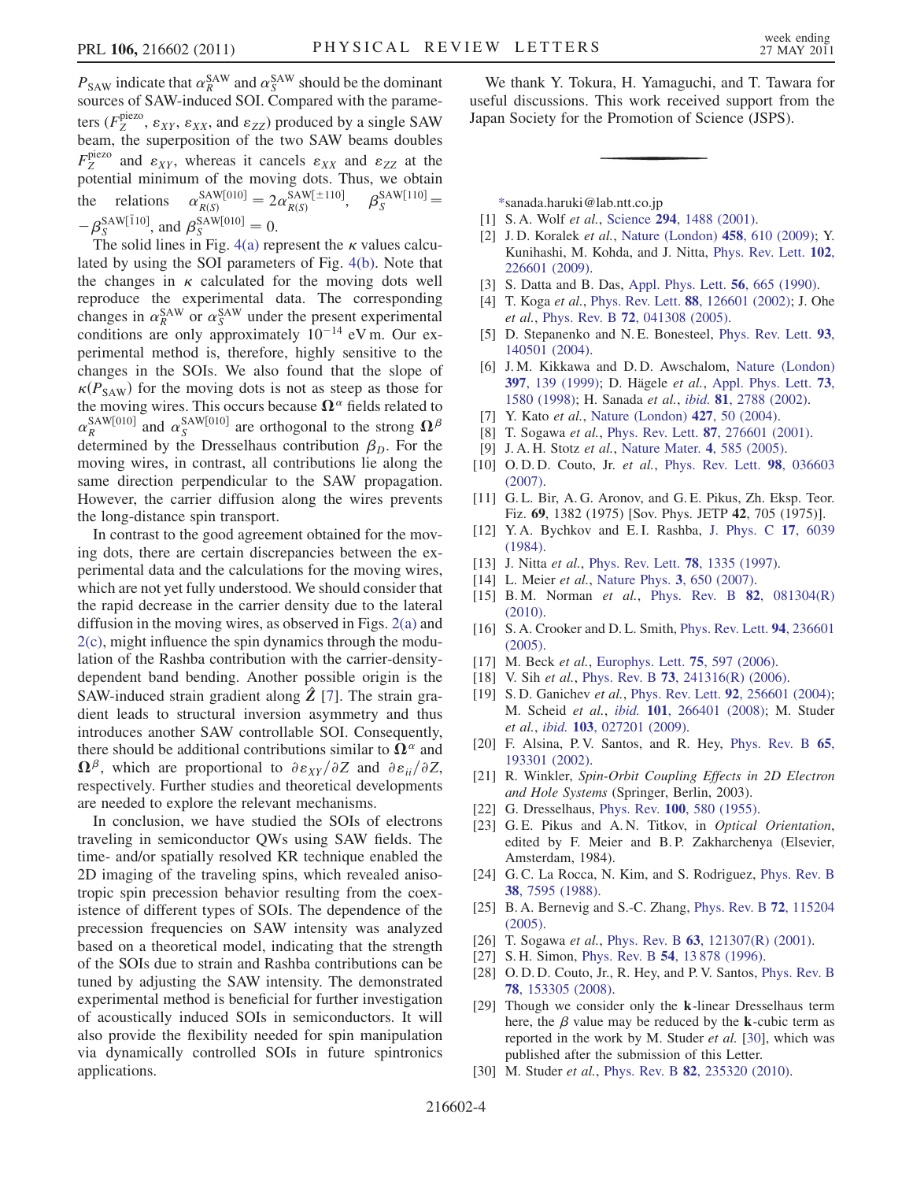$P_{\mathrm{SAW}}$ indicate that $\alpha_R^{\mathrm{SAW}}$ and $\alpha_S^{\mathrm{SAW}}$ should be the dominant sources of SAW-induced SOI. Compared with the parameters ($F_Z^{\mathrm{piezo}}$, $\varepsilon_{XY}$, $\varepsilon_{XX}$, and $\varepsilon_{ZZ}$) produced by a single SAW beam, the superposition of the two SAW beams doubles $F_Z^{\mathrm{piezo}}$ and $\varepsilon_{XY}$, whereas it cancels $\varepsilon_{XX}$ and $\varepsilon_{ZZ}$ at the potential minimum of the moving dots. Thus, we obtain the relations $\alpha_{R(S)}^{\mathrm{SAW}[010]} = 2\alpha_{R(S)}^{\mathrm{SAW}[\pm 110]}$, $\beta_S^{\mathrm{SAW}[110]} = -\beta_S^{\mathrm{SAW}[\bar{1}10]}$, and $\beta_S^{\mathrm{SAW}[010]} = 0$.

The solid lines in Fig. 4(a) represent the $\kappa$ values calculated by using the SOI parameters of Fig. 4(b). Note that the changes in $\kappa$ calculated for the moving dots well reproduce the experimental data. The corresponding changes in $\alpha_R^{\mathrm{SAW}}$ or $\alpha_S^{\mathrm{SAW}}$ under the present experimental conditions are only approximately $10^{-14}$ eV m. Our experimental method is, therefore, highly sensitive to the changes in the SOIs. We also found that the slope of $\kappa(P_{\mathrm{SAW}})$ for the moving dots is not as steep as those for the moving wires. This occurs because $\mathbf{\Omega}^{\alpha}$ fields related to $\alpha_R^{\mathrm{SAW}[010]}$ and $\alpha_S^{\mathrm{SAW}[010]}$ are orthogonal to the strong $\mathbf{\Omega}^{\beta}$ determined by the Dresselhaus contribution $\beta_D$. For the moving wires, in contrast, all contributions lie along the same direction perpendicular to the SAW propagation. However, the carrier diffusion along the wires prevents the long-distance spin transport.

In contrast to the good agreement obtained for the moving dots, there are certain discrepancies between the experimental data and the calculations for the moving wires, which are not yet fully understood. We should consider that the rapid decrease in the carrier density due to the lateral diffusion in the moving wires, as observed in Figs. 2(a) and 2(c), might influence the spin dynamics through the modulation of the Rashba contribution with the carrier-density-dependent band bending. Another possible origin is the SAW-induced strain gradient along $\hat{\mathbf{Z}}$ [7]. The strain gradient leads to structural inversion asymmetry and thus introduces another SAW controllable SOI. Consequently, there should be additional contributions similar to $\mathbf{\Omega}^{\alpha}$ and $\mathbf{\Omega}^{\beta}$, which are proportional to $\partial\varepsilon_{XY}/\partial Z$ and $\partial\varepsilon_{ii}/\partial Z$, respectively. Further studies and theoretical developments are needed to explore the relevant mechanisms.

In conclusion, we have studied the SOIs of electrons traveling in semiconductor QWs using SAW fields. The time- and/or spatially resolved KR technique enabled the 2D imaging of the traveling spins, which revealed anisotropic spin precession behavior resulting from the coexistence of different types of SOIs. The dependence of the precession frequencies on SAW intensity was analyzed based on a theoretical model, indicating that the strength of the SOIs due to strain and Rashba contributions can be tuned by adjusting the SAW intensity. The demonstrated experimental method is beneficial for further investigation of acoustically induced SOIs in semiconductors. It will also provide the flexibility needed for spin manipulation via dynamically controlled SOIs in future spintronics applications.

We thank Y. Tokura, H. Yamaguchi, and T. Tawara for useful discussions. This work received support from the Japan Society for the Promotion of Science (JSPS).

---

*sanada.haruki@lab.ntt.co.jp

[1] S. A. Wolf *et al.*, Science **294**, 1488 (2001).

[2] J. D. Koralek *et al.*, Nature (London) **458**, 610 (2009); Y. Kunihashi, M. Kohda, and J. Nitta, Phys. Rev. Lett. **102**, 226601 (2009).

[3] S. Datta and B. Das, Appl. Phys. Lett. **56**, 665 (1990).

[4] T. Koga *et al.*, Phys. Rev. Lett. **88**, 126601 (2002); J. Ohe *et al.*, Phys. Rev. B **72**, 041308 (2005).

[5] D. Stepanenko and N. E. Bonesteel, Phys. Rev. Lett. **93**, 140501 (2004).

[6] J. M. Kikkawa and D. D. Awschalom, Nature (London) **397**, 139 (1999); D. Hägele *et al.*, Appl. Phys. Lett. **73**, 1580 (1998); H. Sanada *et al.*, *ibid.* **81**, 2788 (2002).

[7] Y. Kato *et al.*, Nature (London) **427**, 50 (2004).

[8] T. Sogawa *et al.*, Phys. Rev. Lett. **87**, 276601 (2001).

[9] J. A. H. Stotz *et al.*, Nature Mater. **4**, 585 (2005).

[10] O. D. D. Couto, Jr. *et al.*, Phys. Rev. Lett. **98**, 036603 (2007).

[11] G. L. Bir, A. G. Aronov, and G. E. Pikus, Zh. Eksp. Teor. Fiz. **69**, 1382 (1975) [Sov. Phys. JETP **42**, 705 (1975)].

[12] Y. A. Bychkov and E. I. Rashba, J. Phys. C **17**, 6039 (1984).

[13] J. Nitta *et al.*, Phys. Rev. Lett. **78**, 1335 (1997).

[14] L. Meier *et al.*, Nature Phys. **3**, 650 (2007).

[15] B. M. Norman *et al.*, Phys. Rev. B **82**, 081304(R) (2010).

[16] S. A. Crooker and D. L. Smith, Phys. Rev. Lett. **94**, 236601 (2005).

[17] M. Beck *et al.*, Europhys. Lett. **75**, 597 (2006).

[18] V. Sih *et al.*, Phys. Rev. B **73**, 241316(R) (2006).

[19] S. D. Ganichev *et al.*, Phys. Rev. Lett. **92**, 256601 (2004); M. Scheid *et al.*, *ibid.* **101**, 266401 (2008); M. Studer *et al.*, *ibid.* **103**, 027201 (2009).

[20] F. Alsina, P. V. Santos, and R. Hey, Phys. Rev. B **65**, 193301 (2002).

[21] R. Winkler, *Spin-Orbit Coupling Effects in 2D Electron and Hole Systems* (Springer, Berlin, 2003).

[22] G. Dresselhaus, Phys. Rev. **100**, 580 (1955).

[23] G. E. Pikus and A. N. Titkov, in *Optical Orientation*, edited by F. Meier and B. P. Zakharchenya (Elsevier, Amsterdam, 1984).

[24] G. C. La Rocca, N. Kim, and S. Rodriguez, Phys. Rev. B **38**, 7595 (1988).

[25] B. A. Bernevig and S.-C. Zhang, Phys. Rev. B **72**, 115204 (2005).

[26] T. Sogawa *et al.*, Phys. Rev. B **63**, 121307(R) (2001).

[27] S. H. Simon, Phys. Rev. B **54**, 13 878 (1996).

[28] O. D. D. Couto, Jr., R. Hey, and P. V. Santos, Phys. Rev. B **78**, 153305 (2008).

[29] Though we consider only the **k**-linear Dresselhaus term here, the $\beta$ value may be reduced by the **k**-cubic term as reported in the work by M. Studer *et al.* [30], which was published after the submission of this Letter.

[30] M. Studer *et al.*, Phys. Rev. B **82**, 235320 (2010).